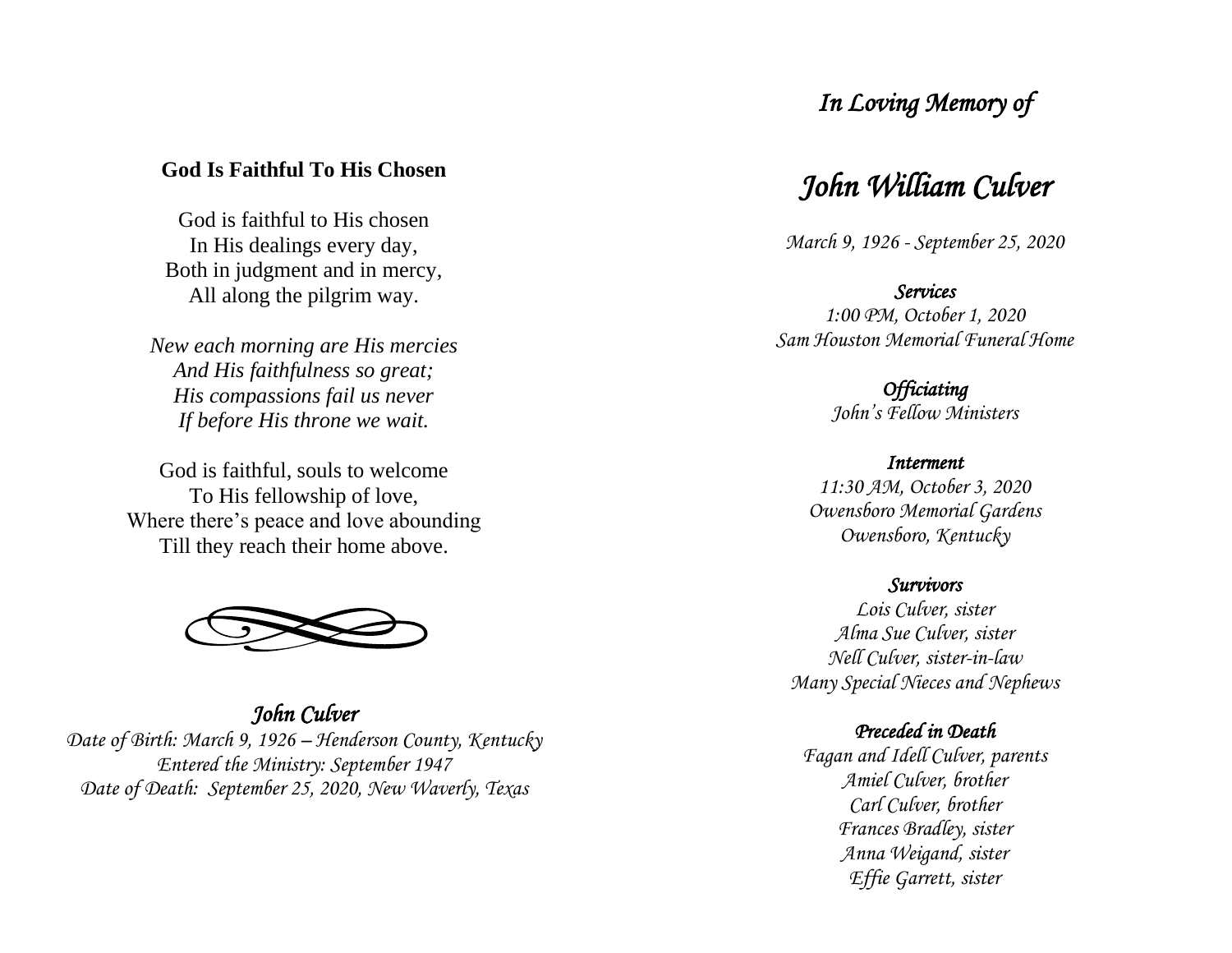## God Is Faithful To His Chosen

God is faithful to His chosen
In His dealings every day,
Both in judgment and in mercy,
All along the pilgrim way.

*New each morning are His mercies*
*And His faithfulness so great;*
*His compassions fail us never*
*If before His throne we wait.*

God is faithful, souls to welcome
To His fellowship of love,
Where there's peace and love abounding
Till they reach their home above.

*John Culver*
*Date of Birth: March 9, 1926 – Henderson County, Kentucky*
*Entered the Ministry: September 1947*
*Date of Death: September 25, 2020, New Waverly, Texas*

*In Loving Memory of*

# *John William Culver*

*March 9, 1926 - September 25, 2020*

***Services***
*1:00 PM, October 1, 2020*
*Sam Houston Memorial Funeral Home*

***Officiating***
*John's Fellow Ministers*

***Interment***
*11:30 AM, October 3, 2020*
*Owensboro Memorial Gardens*
*Owensboro, Kentucky*

***Survivors***
*Lois Culver, sister*
*Alma Sue Culver, sister*
*Nell Culver, sister-in-law*
*Many Special Nieces and Nephews*

***Preceded in Death***
*Fagan and Idell Culver, parents*
*Amiel Culver, brother*
*Carl Culver, brother*
*Frances Bradley, sister*
*Anna Weigand, sister*
*Effie Garrett, sister*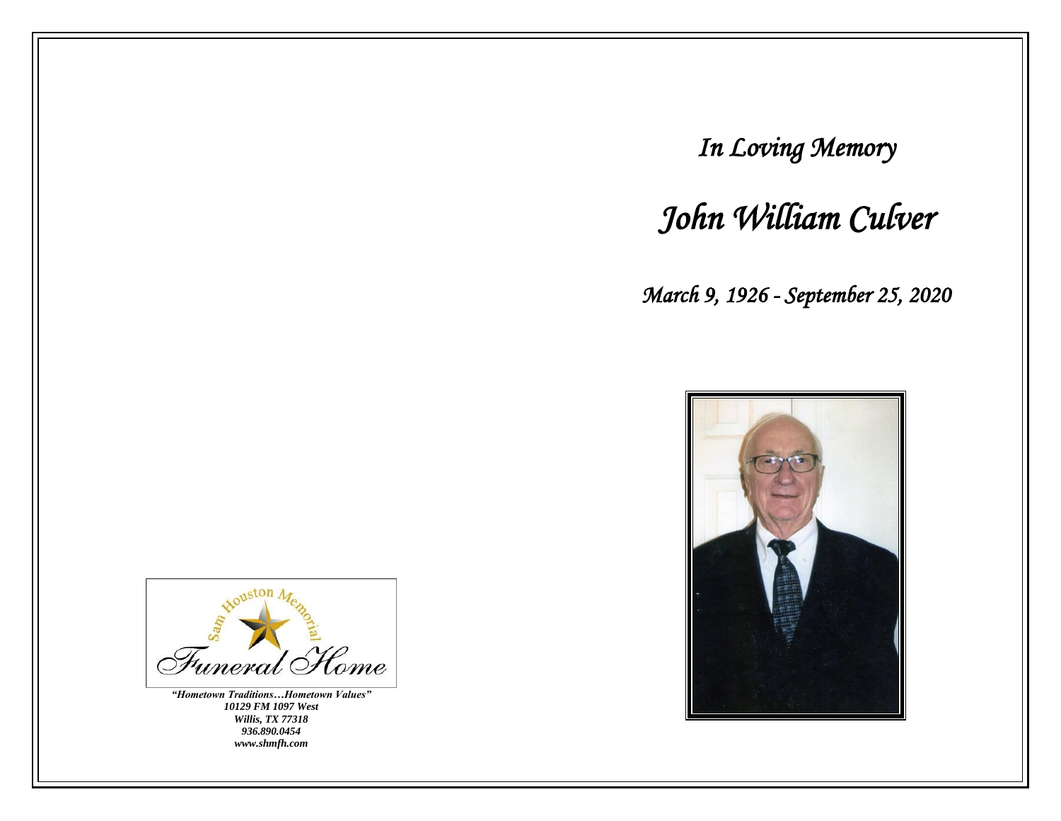Sam Houston Memorial Funeral Home

*"Hometown Traditions…Hometown Values"*
*10129 FM 1097 West*
*Willis, TX 77318*
*936.890.0454*
*www.shmfh.com*

# *In Loving Memory*

# *John William Culver*

*March 9, 1926 - September 25, 2020*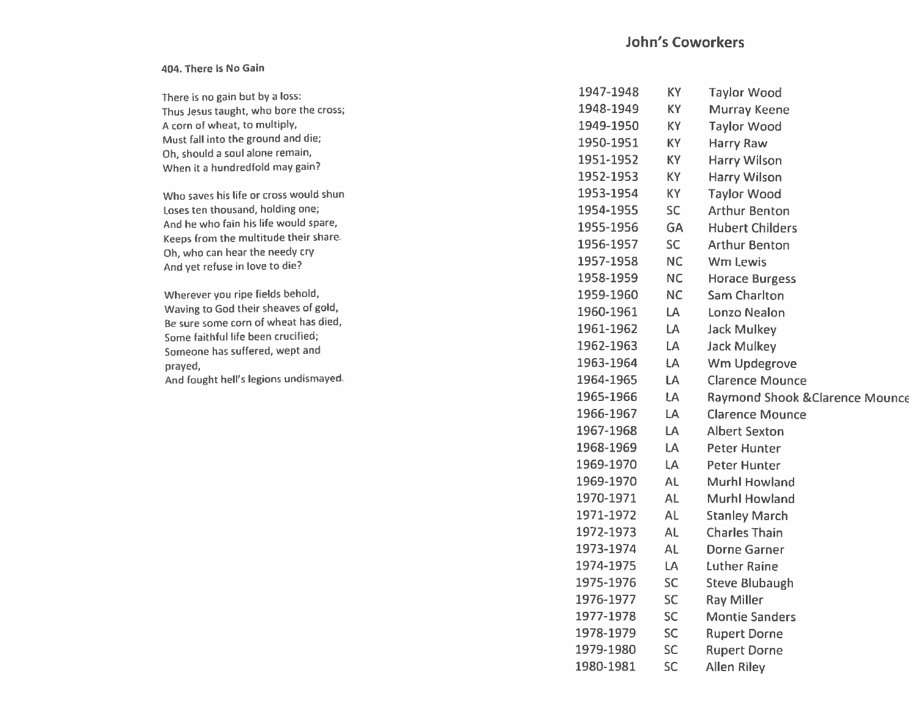#### 404. There Is No Gain

There is no gain but by a loss:
Thus Jesus taught, who bore the cross;
A corn of wheat, to multiply,
Must fall into the ground and die;
Oh, should a soul alone remain,
When it a hundredfold may gain?

Who saves his life or cross would shun
Loses ten thousand, holding one;
And he who fain his life would spare,
Keeps from the multitude their share.
Oh, who can hear the needy cry
And yet refuse in love to die?

Wherever you ripe fields behold,
Waving to God their sheaves of gold,
Be sure some corn of wheat has died,
Some faithful life been crucified;
Someone has suffered, wept and
prayed,
And fought hell's legions undismayed.

## John's Coworkers

| | | |
|---|---|---|
| 1947-1948 | KY | Taylor Wood |
| 1948-1949 | KY | Murray Keene |
| 1949-1950 | KY | Taylor Wood |
| 1950-1951 | KY | Harry Raw |
| 1951-1952 | KY | Harry Wilson |
| 1952-1953 | KY | Harry Wilson |
| 1953-1954 | KY | Taylor Wood |
| 1954-1955 | SC | Arthur Benton |
| 1955-1956 | GA | Hubert Childers |
| 1956-1957 | SC | Arthur Benton |
| 1957-1958 | NC | Wm Lewis |
| 1958-1959 | NC | Horace Burgess |
| 1959-1960 | NC | Sam Charlton |
| 1960-1961 | LA | Lonzo Nealon |
| 1961-1962 | LA | Jack Mulkey |
| 1962-1963 | LA | Jack Mulkey |
| 1963-1964 | LA | Wm Updegrove |
| 1964-1965 | LA | Clarence Mounce |
| 1965-1966 | LA | Raymond Shook &Clarence Mounce |
| 1966-1967 | LA | Clarence Mounce |
| 1967-1968 | LA | Albert Sexton |
| 1968-1969 | LA | Peter Hunter |
| 1969-1970 | LA | Peter Hunter |
| 1969-1970 | AL | Murhl Howland |
| 1970-1971 | AL | Murhl Howland |
| 1971-1972 | AL | Stanley March |
| 1972-1973 | AL | Charles Thain |
| 1973-1974 | AL | Dorne Garner |
| 1974-1975 | LA | Luther Raine |
| 1975-1976 | SC | Steve Blubaugh |
| 1976-1977 | SC | Ray Miller |
| 1977-1978 | SC | Montie Sanders |
| 1978-1979 | SC | Rupert Dorne |
| 1979-1980 | SC | Rupert Dorne |
| 1980-1981 | SC | Allen Riley |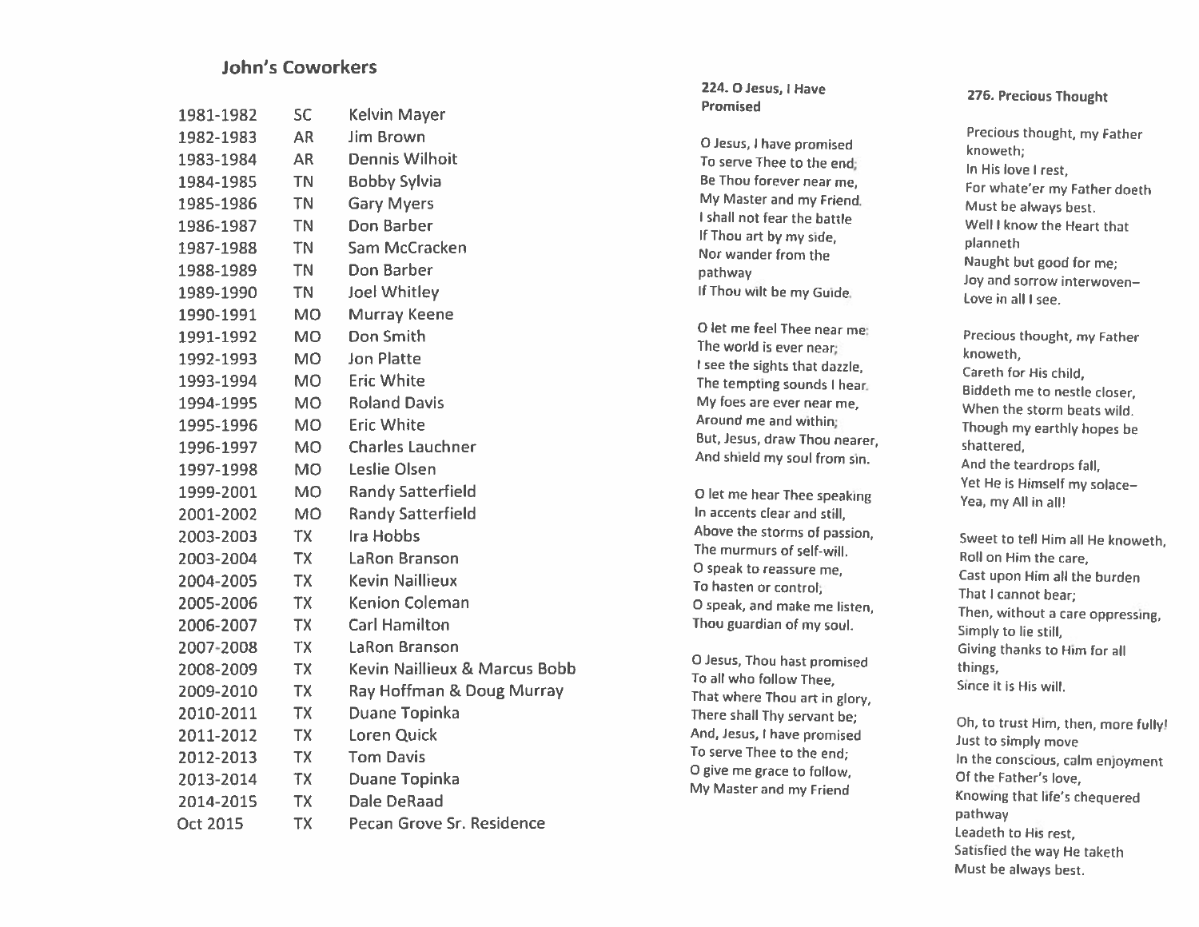## John's Coworkers

| | | |
|---|---|---|
| 1981-1982 | SC | Kelvin Mayer |
| 1982-1983 | AR | Jim Brown |
| 1983-1984 | AR | Dennis Wilhoit |
| 1984-1985 | TN | Bobby Sylvia |
| 1985-1986 | TN | Gary Myers |
| 1986-1987 | TN | Don Barber |
| 1987-1988 | TN | Sam McCracken |
| 1988-1989 | TN | Don Barber |
| 1989-1990 | TN | Joel Whitley |
| 1990-1991 | MO | Murray Keene |
| 1991-1992 | MO | Don Smith |
| 1992-1993 | MO | Jon Platte |
| 1993-1994 | MO | Eric White |
| 1994-1995 | MO | Roland Davis |
| 1995-1996 | MO | Eric White |
| 1996-1997 | MO | Charles Lauchner |
| 1997-1998 | MO | Leslie Olsen |
| 1999-2001 | MO | Randy Satterfield |
| 2001-2002 | MO | Randy Satterfield |
| 2003-2003 | TX | Ira Hobbs |
| 2003-2004 | TX | LaRon Branson |
| 2004-2005 | TX | Kevin Naillieux |
| 2005-2006 | TX | Kenion Coleman |
| 2006-2007 | TX | Carl Hamilton |
| 2007-2008 | TX | LaRon Branson |
| 2008-2009 | TX | Kevin Naillieux & Marcus Bobb |
| 2009-2010 | TX | Ray Hoffman & Doug Murray |
| 2010-2011 | TX | Duane Topinka |
| 2011-2012 | TX | Loren Quick |
| 2012-2013 | TX | Tom Davis |
| 2013-2014 | TX | Duane Topinka |
| 2014-2015 | TX | Dale DeRaad |
| Oct 2015 | TX | Pecan Grove Sr. Residence |

### 224. O Jesus, I Have Promised

O Jesus, I have promised
To serve Thee to the end;
Be Thou forever near me,
My Master and my Friend.
I shall not fear the battle
If Thou art by my side,
Nor wander from the pathway
If Thou wilt be my Guide.

O let me feel Thee near me:
The world is ever near;
I see the sights that dazzle,
The tempting sounds I hear.
My foes are ever near me,
Around me and within;
But, Jesus, draw Thou nearer,
And shield my soul from sin.

O let me hear Thee speaking
In accents clear and still,
Above the storms of passion,
The murmurs of self-will.
O speak to reassure me,
To hasten or control;
O speak, and make me listen,
Thou guardian of my soul.

O Jesus, Thou hast promised
To all who follow Thee,
That where Thou art in glory,
There shall Thy servant be;
And, Jesus, I have promised
To serve Thee to the end;
O give me grace to follow,
My Master and my Friend

### 276. Precious Thought

Precious thought, my Father knoweth;
In His love I rest,
For whate'er my Father doeth
Must be always best.
Well I know the Heart that planneth
Naught but good for me;
Joy and sorrow interwoven–
Love in all I see.

Precious thought, my Father knoweth,
Careth for His child,
Biddeth me to nestle closer,
When the storm beats wild.
Though my earthly hopes be shattered,
And the teardrops fall,
Yet He is Himself my solace–
Yea, my All in all!

Sweet to tell Him all He knoweth,
Roll on Him the care,
Cast upon Him all the burden
That I cannot bear;
Then, without a care oppressing,
Simply to lie still,
Giving thanks to Him for all things,
Since it is His will.

Oh, to trust Him, then, more fully!
Just to simply move
In the conscious, calm enjoyment
Of the Father's love,
Knowing that life's chequered pathway
Leadeth to His rest,
Satisfied the way He taketh
Must be always best.